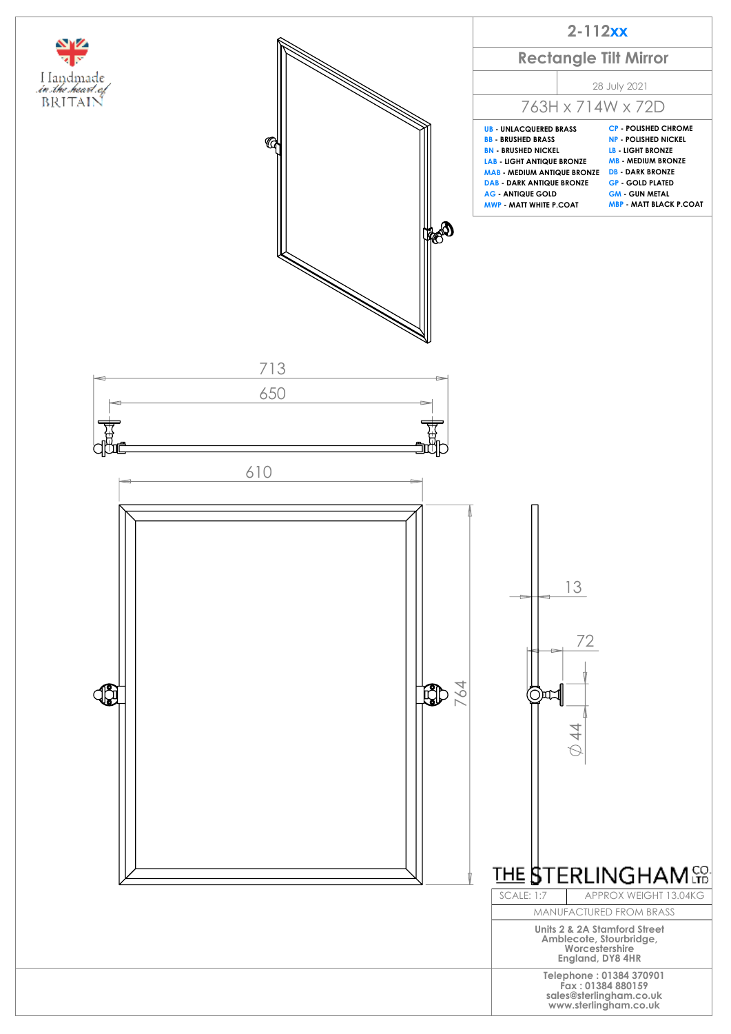Handmade in the heart of BRITAIN

# 2-112xx

## Rectangle Tilt Mirror

28 July 2021

763H x 714W x 72D

| | |
|---|---|
| UB - UNLACQUERED BRASS | CP - POLISHED CHROME |
| BB - BRUSHED BRASS | NP - POLISHED NICKEL |
| BN - BRUSHED NICKEL | LB - LIGHT BRONZE |
| LAB - LIGHT ANTIQUE BRONZE | MB - MEDIUM BRONZE |
| MAB - MEDIUM ANTIQUE BRONZE | DB - DARK BRONZE |
| DAB - DARK ANTIQUE BRONZE | GP - GOLD PLATED |
| AG - ANTIQUE GOLD | GM - GUN METAL |
| MWP - MATT WHITE P.COAT | MBP - MATT BLACK P.COAT |

713

650

610

764

13

72

Ø 44

THE STERLINGHAM CO. LTD

| SCALE: 1:7 | APPROX WEIGHT 13.04KG |
|---|---|

MANUFACTURED FROM BRASS

Units 2 & 2A Stamford Street
Amblecote, Stourbridge,
Worcestershire
England, DY8 4HR

Telephone : 01384 370901
Fax : 01384 880159
sales@sterlingham.co.uk
www.sterlingham.co.uk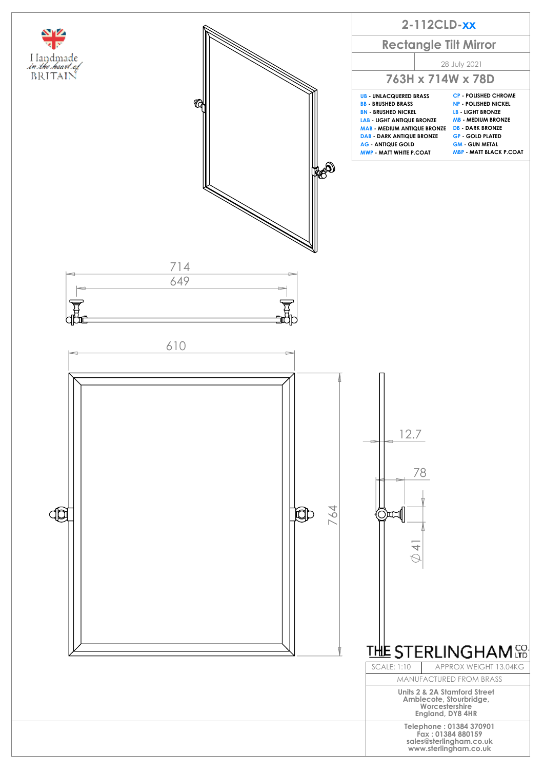Handmade in the heart of BRITAIN

# 2-112CLD-xx

## Rectangle Tilt Mirror

28 July 2021

### 763H x 714W x 78D

| | |
|---|---|
| UB - UNLACQUERED BRASS | CP - POLISHED CHROME |
| BB - BRUSHED BRASS | NP - POLISHED NICKEL |
| BN - BRUSHED NICKEL | LB - LIGHT BRONZE |
| LAB - LIGHT ANTIQUE BRONZE | MB - MEDIUM BRONZE |
| MAB - MEDIUM ANTIQUE BRONZE | DB - DARK BRONZE |
| DAB - DARK ANTIQUE BRONZE | GP - GOLD PLATED |
| AG - ANTIQUE GOLD | GM - GUN METAL |
| MWP - MATT WHITE P.COAT | MBP - MATT BLACK P.COAT |

714

649

610

764

12.7

78

$\phi$ 41

THE STERLINGHAM CO. LTD

| | |
|---|---|
| SCALE: 1:10 | APPROX WEIGHT 13.04KG |

MANUFACTURED FROM BRASS

Units 2 & 2A Stamford Street
Amblecote, Stourbridge,
Worcestershire
England, DY8 4HR

Telephone : 01384 370901
Fax : 01384 880159
sales@sterlingham.co.uk
www.sterlingham.co.uk